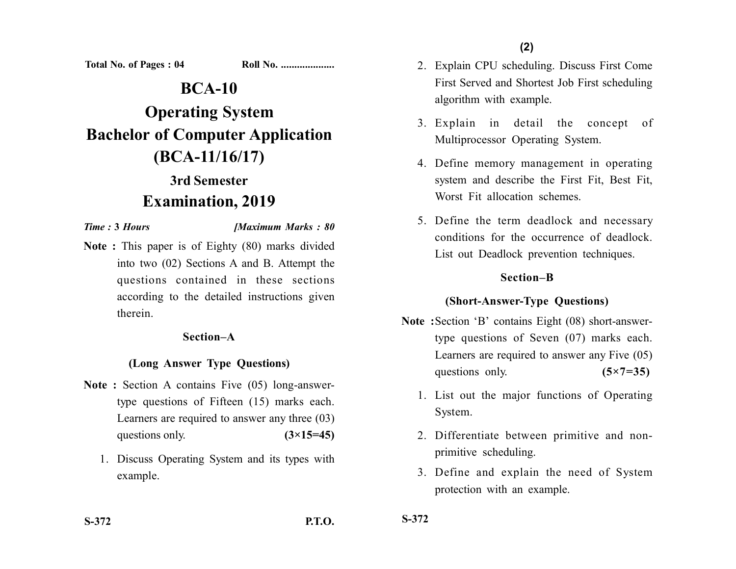Total No. of Pages : 04 Roll No. ....................

# BCA-10

# Operating System

# Bachelor of Computer Application (BCA-11/16/17)

## 3rd Semester

## Examination, 2019

*Time :* **3** *Hours* [*Maximum Marks : 80*

**Note :** This paper is of Eighty (80) marks divided into two (02) Sections A and B. Attempt the questions contained in these sections according to the detailed instructions given therein.

### Section–A

### (Long Answer Type Questions)

**Note :** Section A contains Five (05) long-answer-type questions of Fifteen (15) marks each. Learners are required to answer any three (03) questions only. **(3×15=45)**

1. Discuss Operating System and its types with example.
2. Explain CPU scheduling. Discuss First Come First Served and Shortest Job First scheduling algorithm with example.
3. Explain in detail the concept of Multiprocessor Operating System.
4. Define memory management in operating system and describe the First Fit, Best Fit, Worst Fit allocation schemes.
5. Define the term deadlock and necessary conditions for the occurrence of deadlock. List out Deadlock prevention techniques.

### Section–B

### (Short-Answer-Type Questions)

**Note :** Section 'B' contains Eight (08) short-answer-type questions of Seven (07) marks each. Learners are required to answer any Five (05) questions only. **(5×7=35)**

1. List out the major functions of Operating System.
2. Differentiate between primitive and non-primitive scheduling.
3. Define and explain the need of System protection with an example.

S-372 P.T.O.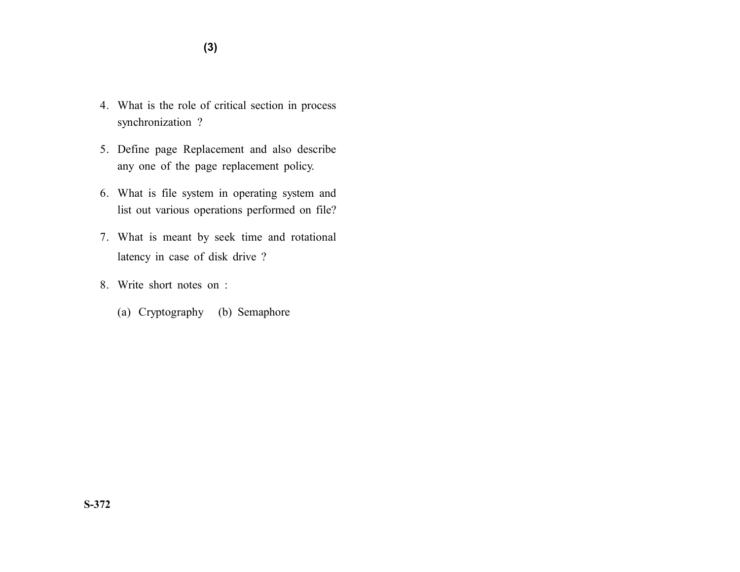4. What is the role of critical section in process synchronization ?

5. Define page Replacement and also describe any one of the page replacement policy.

6. What is file system in operating system and list out various operations performed on file?

7. What is meant by seek time and rotational latency in case of disk drive ?

8. Write short notes on :

   (a) Cryptography    (b) Semaphore

S-372